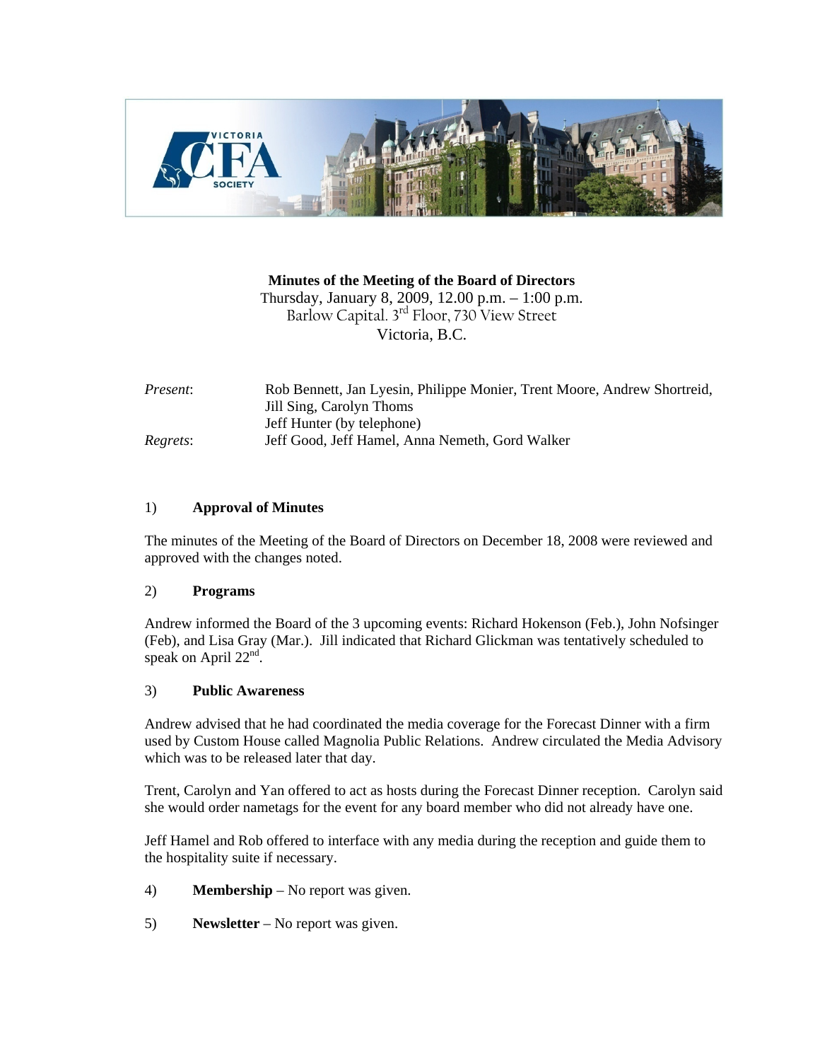**Minutes of the Meeting of the Board of Directors**
Thursday, January 8, 2009, 12.00 p.m. – 1:00 p.m.
Barlow Capital. 3rd Floor, 730 View Street
Victoria, B.C.

*Present*: Rob Bennett, Jan Lyesin, Philippe Monier, Trent Moore, Andrew Shortreid, Jill Sing, Carolyn Thoms
Jeff Hunter (by telephone)

*Regrets*: Jeff Good, Jeff Hamel, Anna Nemeth, Gord Walker

1) **Approval of Minutes**

The minutes of the Meeting of the Board of Directors on December 18, 2008 were reviewed and approved with the changes noted.

2) **Programs**

Andrew informed the Board of the 3 upcoming events: Richard Hokenson (Feb.), John Nofsinger (Feb), and Lisa Gray (Mar.). Jill indicated that Richard Glickman was tentatively scheduled to speak on April 22nd.

3) **Public Awareness**

Andrew advised that he had coordinated the media coverage for the Forecast Dinner with a firm used by Custom House called Magnolia Public Relations. Andrew circulated the Media Advisory which was to be released later that day.

Trent, Carolyn and Yan offered to act as hosts during the Forecast Dinner reception. Carolyn said she would order nametags for the event for any board member who did not already have one.

Jeff Hamel and Rob offered to interface with any media during the reception and guide them to the hospitality suite if necessary.

4) **Membership** – No report was given.

5) **Newsletter** – No report was given.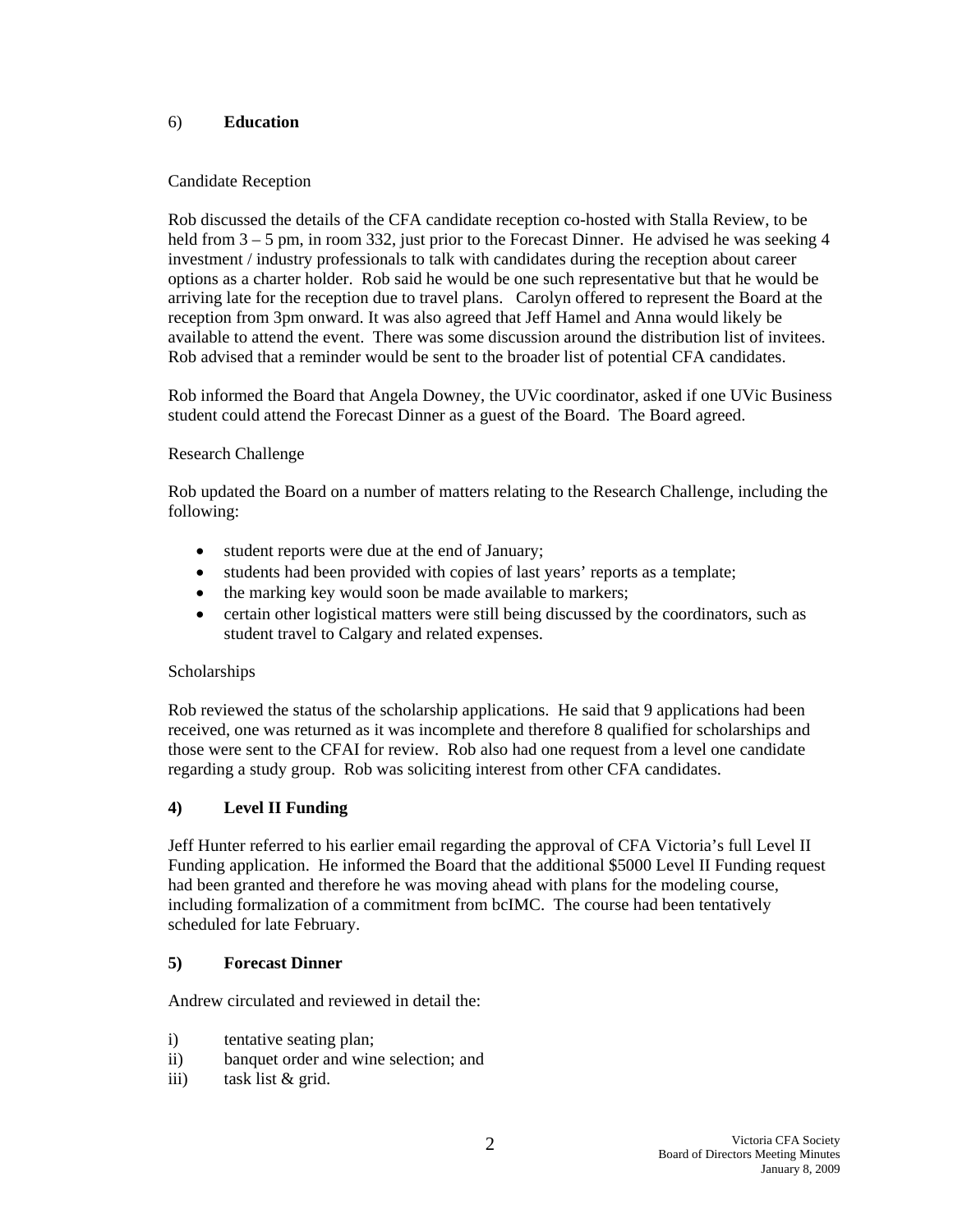## 6) **Education**

Candidate Reception

Rob discussed the details of the CFA candidate reception co-hosted with Stalla Review, to be held from 3 – 5 pm, in room 332, just prior to the Forecast Dinner. He advised he was seeking 4 investment / industry professionals to talk with candidates during the reception about career options as a charter holder. Rob said he would be one such representative but that he would be arriving late for the reception due to travel plans. Carolyn offered to represent the Board at the reception from 3pm onward. It was also agreed that Jeff Hamel and Anna would likely be available to attend the event. There was some discussion around the distribution list of invitees. Rob advised that a reminder would be sent to the broader list of potential CFA candidates.

Rob informed the Board that Angela Downey, the UVic coordinator, asked if one UVic Business student could attend the Forecast Dinner as a guest of the Board. The Board agreed.

Research Challenge

Rob updated the Board on a number of matters relating to the Research Challenge, including the following:

- student reports were due at the end of January;
- students had been provided with copies of last years' reports as a template;
- the marking key would soon be made available to markers;
- certain other logistical matters were still being discussed by the coordinators, such as student travel to Calgary and related expenses.

Scholarships

Rob reviewed the status of the scholarship applications. He said that 9 applications had been received, one was returned as it was incomplete and therefore 8 qualified for scholarships and those were sent to the CFAI for review. Rob also had one request from a level one candidate regarding a study group. Rob was soliciting interest from other CFA candidates.

## 4) **Level II Funding**

Jeff Hunter referred to his earlier email regarding the approval of CFA Victoria's full Level II Funding application. He informed the Board that the additional $5000 Level II Funding request had been granted and therefore he was moving ahead with plans for the modeling course, including formalization of a commitment from bcIMC. The course had been tentatively scheduled for late February.

## 5) **Forecast Dinner**

Andrew circulated and reviewed in detail the:

i) tentative seating plan;
ii) banquet order and wine selection; and
iii) task list & grid.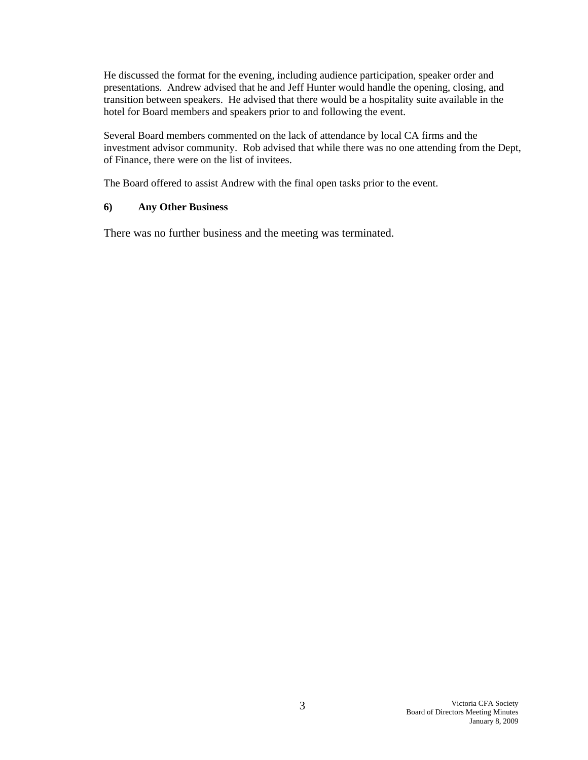He discussed the format for the evening, including audience participation, speaker order and presentations. Andrew advised that he and Jeff Hunter would handle the opening, closing, and transition between speakers. He advised that there would be a hospitality suite available in the hotel for Board members and speakers prior to and following the event.

Several Board members commented on the lack of attendance by local CA firms and the investment advisor community. Rob advised that while there was no one attending from the Dept, of Finance, there were on the list of invitees.

The Board offered to assist Andrew with the final open tasks prior to the event.

**6) Any Other Business**

There was no further business and the meeting was terminated.